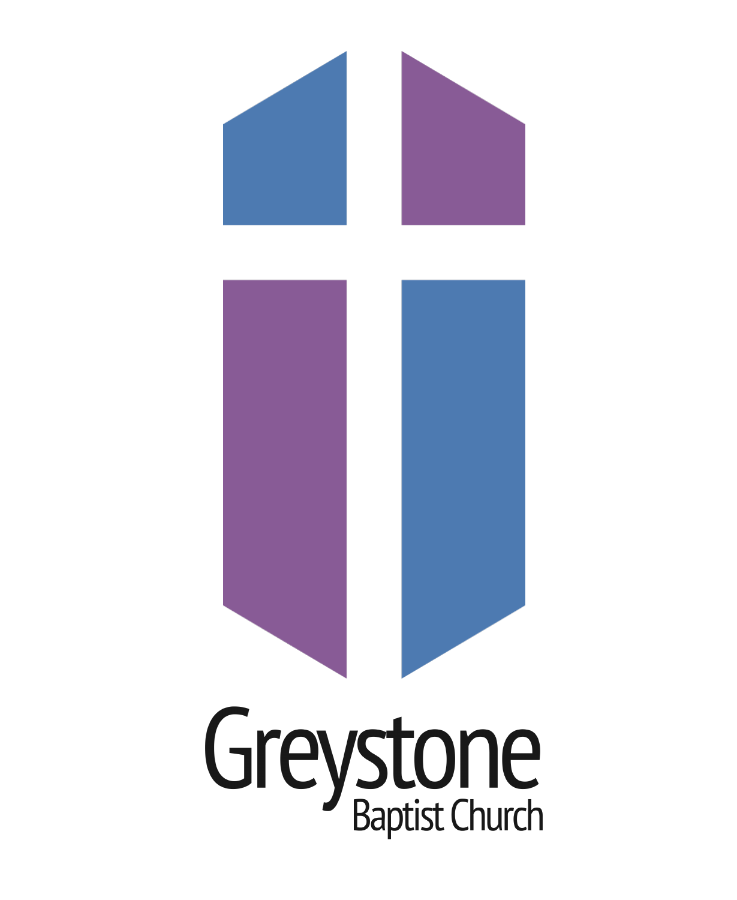# Greystone

Baptist Church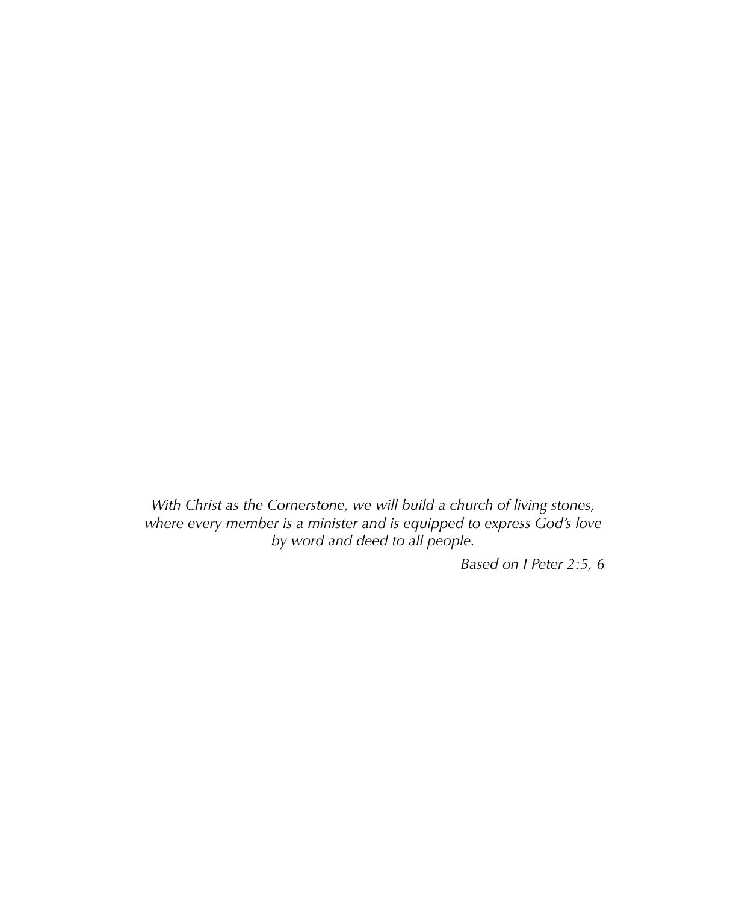*With Christ as the Cornerstone, we will build a church of living stones,*
*where every member is a minister and is equipped to express God's love*
*by word and deed to all people.*

*Based on I Peter 2:5, 6*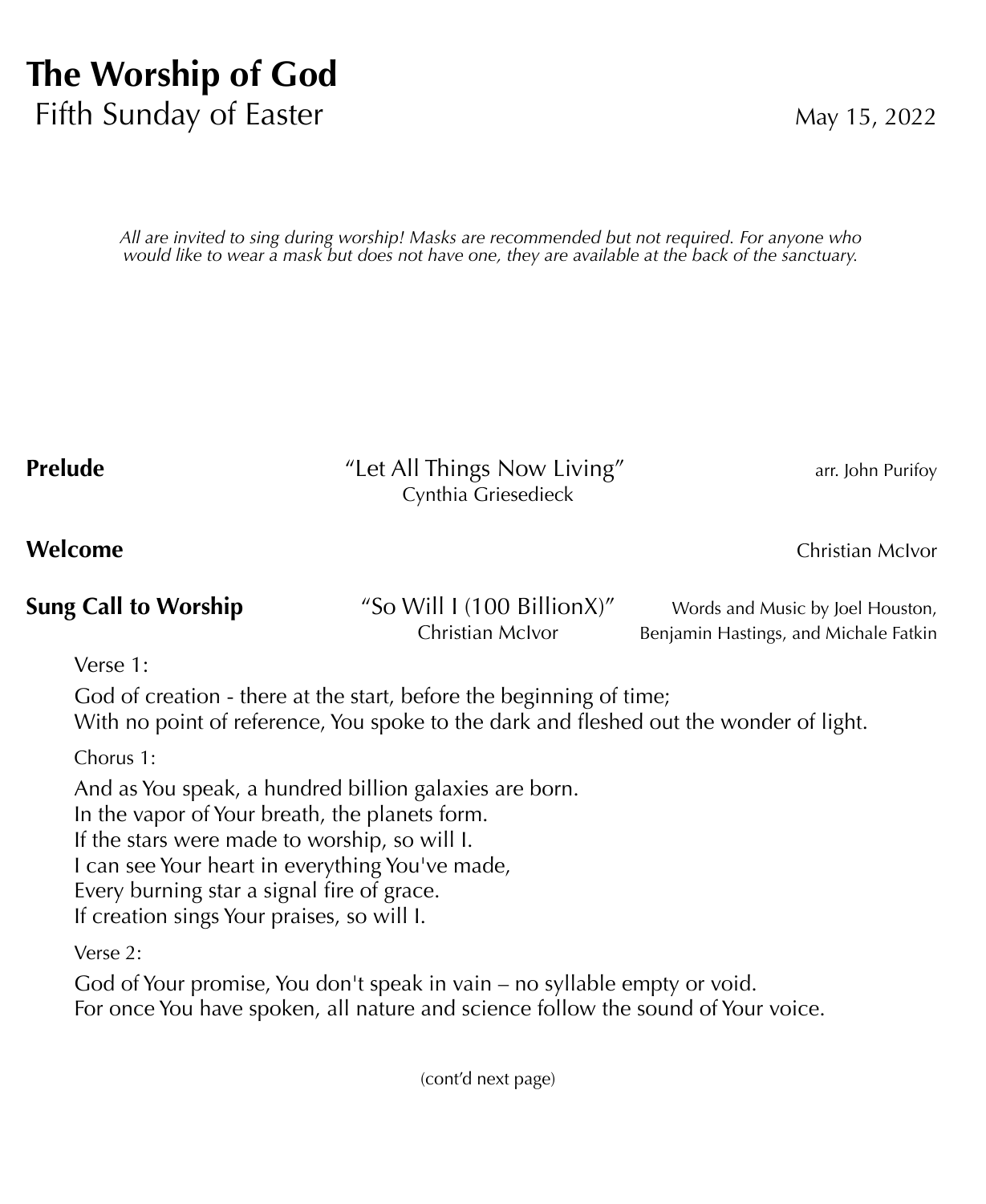# The Worship of God

Fifth Sunday of Easter

May 15, 2022

*All are invited to sing during worship! Masks are recommended but not required. For anyone who would like to wear a mask but does not have one, they are available at the back of the sanctuary.*

**Prelude** — "Let All Things Now Living" — arr. John Purifoy
Cynthia Griesedieck

**Welcome** — Christian McIvor

**Sung Call to Worship** — "So Will I (100 BillionX)" — Words and Music by Joel Houston, Benjamin Hastings, and Michale Fatkin
Christian McIvor

Verse 1:

God of creation - there at the start, before the beginning of time;
With no point of reference, You spoke to the dark and fleshed out the wonder of light.

Chorus 1:

And as You speak, a hundred billion galaxies are born.
In the vapor of Your breath, the planets form.
If the stars were made to worship, so will I.
I can see Your heart in everything You've made,
Every burning star a signal fire of grace.
If creation sings Your praises, so will I.

Verse 2:

God of Your promise, You don't speak in vain – no syllable empty or void.
For once You have spoken, all nature and science follow the sound of Your voice.

(cont'd next page)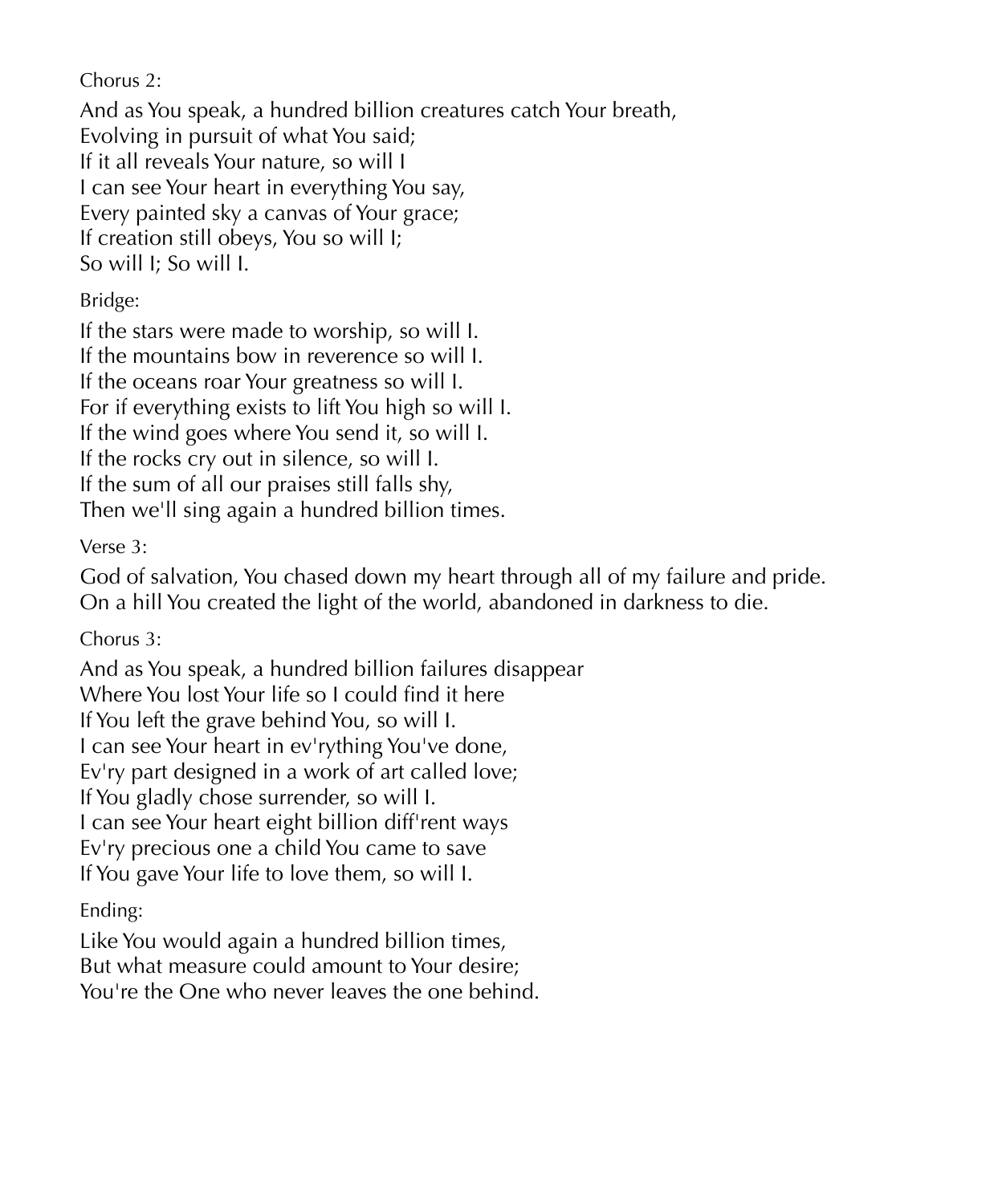Chorus 2:

And as You speak, a hundred billion creatures catch Your breath,
Evolving in pursuit of what You said;
If it all reveals Your nature, so will I
I can see Your heart in everything You say,
Every painted sky a canvas of Your grace;
If creation still obeys, You so will I;
So will I; So will I.

Bridge:

If the stars were made to worship, so will I.
If the mountains bow in reverence so will I.
If the oceans roar Your greatness so will I.
For if everything exists to lift You high so will I.
If the wind goes where You send it, so will I.
If the rocks cry out in silence, so will I.
If the sum of all our praises still falls shy,
Then we'll sing again a hundred billion times.

Verse 3:

God of salvation, You chased down my heart through all of my failure and pride.
On a hill You created the light of the world, abandoned in darkness to die.

Chorus 3:

And as You speak, a hundred billion failures disappear
Where You lost Your life so I could find it here
If You left the grave behind You, so will I.
I can see Your heart in ev'rything You've done,
Ev'ry part designed in a work of art called love;
If You gladly chose surrender, so will I.
I can see Your heart eight billion diff'rent ways
Ev'ry precious one a child You came to save
If You gave Your life to love them, so will I.

Ending:

Like You would again a hundred billion times,
But what measure could amount to Your desire;
You're the One who never leaves the one behind.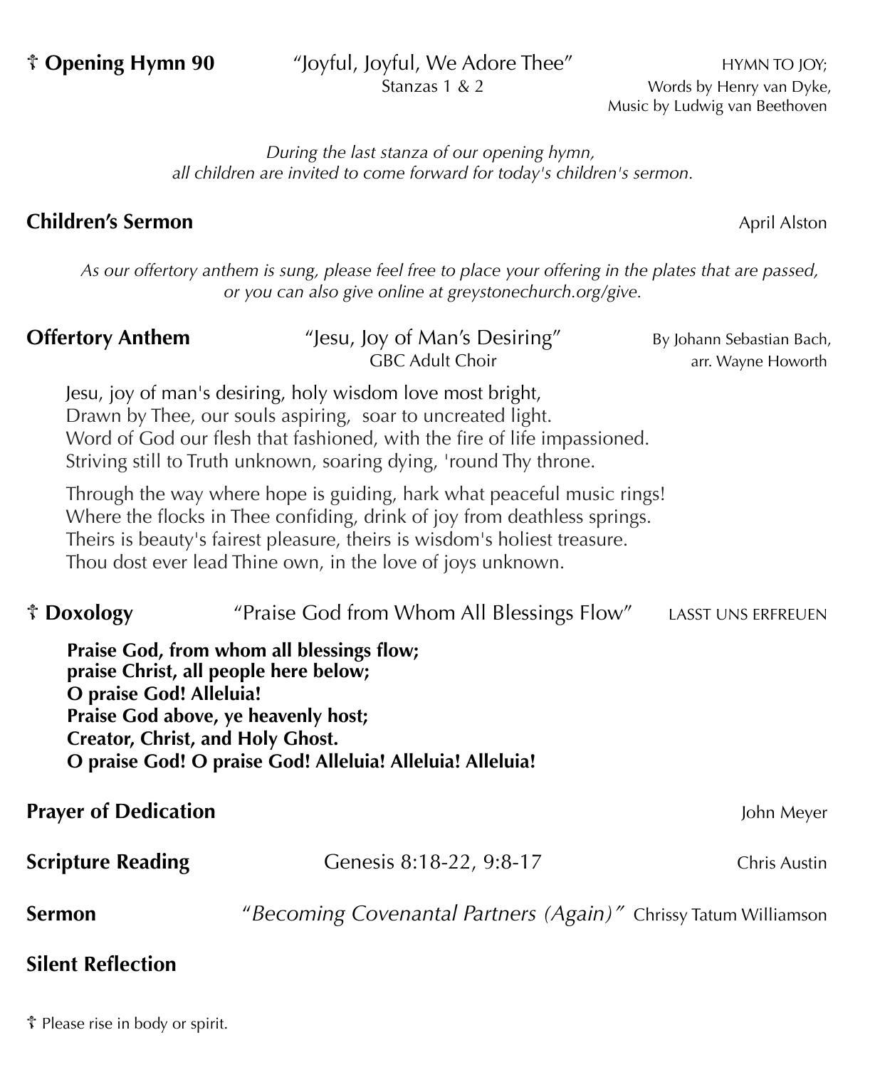**☨ Opening Hymn 90** "Joyful, Joyful, We Adore Thee" HYMN TO JOY;
Stanzas 1 & 2
Words by Henry van Dyke,
Music by Ludwig van Beethoven

*During the last stanza of our opening hymn,*
*all children are invited to come forward for today's children's sermon.*

**Children's Sermon** April Alston

*As our offertory anthem is sung, please feel free to place your offering in the plates that are passed, or you can also give online at greystonechurch.org/give.*

**Offertory Anthem** "Jesu, Joy of Man's Desiring" By Johann Sebastian Bach,
GBC Adult Choir
arr. Wayne Howorth

Jesu, joy of man's desiring, holy wisdom love most bright,
Drawn by Thee, our souls aspiring, soar to uncreated light.
Word of God our flesh that fashioned, with the fire of life impassioned.
Striving still to Truth unknown, soaring dying, 'round Thy throne.

Through the way where hope is guiding, hark what peaceful music rings!
Where the flocks in Thee confiding, drink of joy from deathless springs.
Theirs is beauty's fairest pleasure, theirs is wisdom's holiest treasure.
Thou dost ever lead Thine own, in the love of joys unknown.

**☨ Doxology** "Praise God from Whom All Blessings Flow" LASST UNS ERFREUEN

**Praise God, from whom all blessings flow;**
**praise Christ, all people here below;**
**O praise God! Alleluia!**
**Praise God above, ye heavenly host;**
**Creator, Christ, and Holy Ghost.**
**O praise God! O praise God! Alleluia! Alleluia! Alleluia!**

**Prayer of Dedication** John Meyer

**Scripture Reading** Genesis 8:18-22, 9:8-17 Chris Austin

**Sermon** *"Becoming Covenantal Partners (Again)"* Chrissy Tatum Williamson

**Silent Reflection**

☨ Please rise in body or spirit.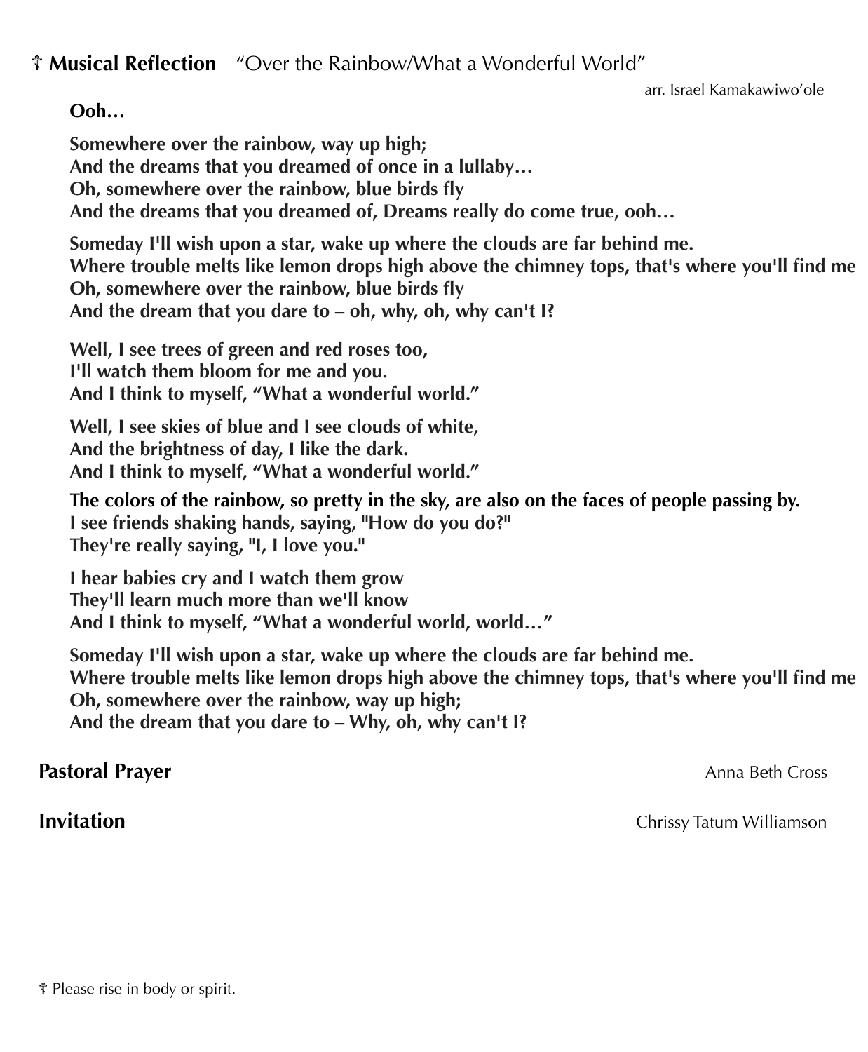☦ **Musical Reflection** "Over the Rainbow/What a Wonderful World"

arr. Israel Kamakawiwo'ole

**Ooh…**

**Somewhere over the rainbow, way up high;**
**And the dreams that you dreamed of once in a lullaby…**
**Oh, somewhere over the rainbow, blue birds fly**
**And the dreams that you dreamed of, Dreams really do come true, ooh…**

**Someday I'll wish upon a star, wake up where the clouds are far behind me.**
**Where trouble melts like lemon drops high above the chimney tops, that's where you'll find me**
**Oh, somewhere over the rainbow, blue birds fly**
**And the dream that you dare to – oh, why, oh, why can't I?**

**Well, I see trees of green and red roses too,**
**I'll watch them bloom for me and you.**
**And I think to myself, "What a wonderful world."**

**Well, I see skies of blue and I see clouds of white,**
**And the brightness of day, I like the dark.**
**And I think to myself, "What a wonderful world."**

**The colors of the rainbow, so pretty in the sky, are also on the faces of people passing by.**
**I see friends shaking hands, saying, "How do you do?"**
**They're really saying, "I, I love you."**

**I hear babies cry and I watch them grow**
**They'll learn much more than we'll know**
**And I think to myself, "What a wonderful world, world…"**

**Someday I'll wish upon a star, wake up where the clouds are far behind me.**
**Where trouble melts like lemon drops high above the chimney tops, that's where you'll find me**
**Oh, somewhere over the rainbow, way up high;**
**And the dream that you dare to – Why, oh, why can't I?**

**Pastoral Prayer** Anna Beth Cross

**Invitation** Chrissy Tatum Williamson

☦ Please rise in body or spirit.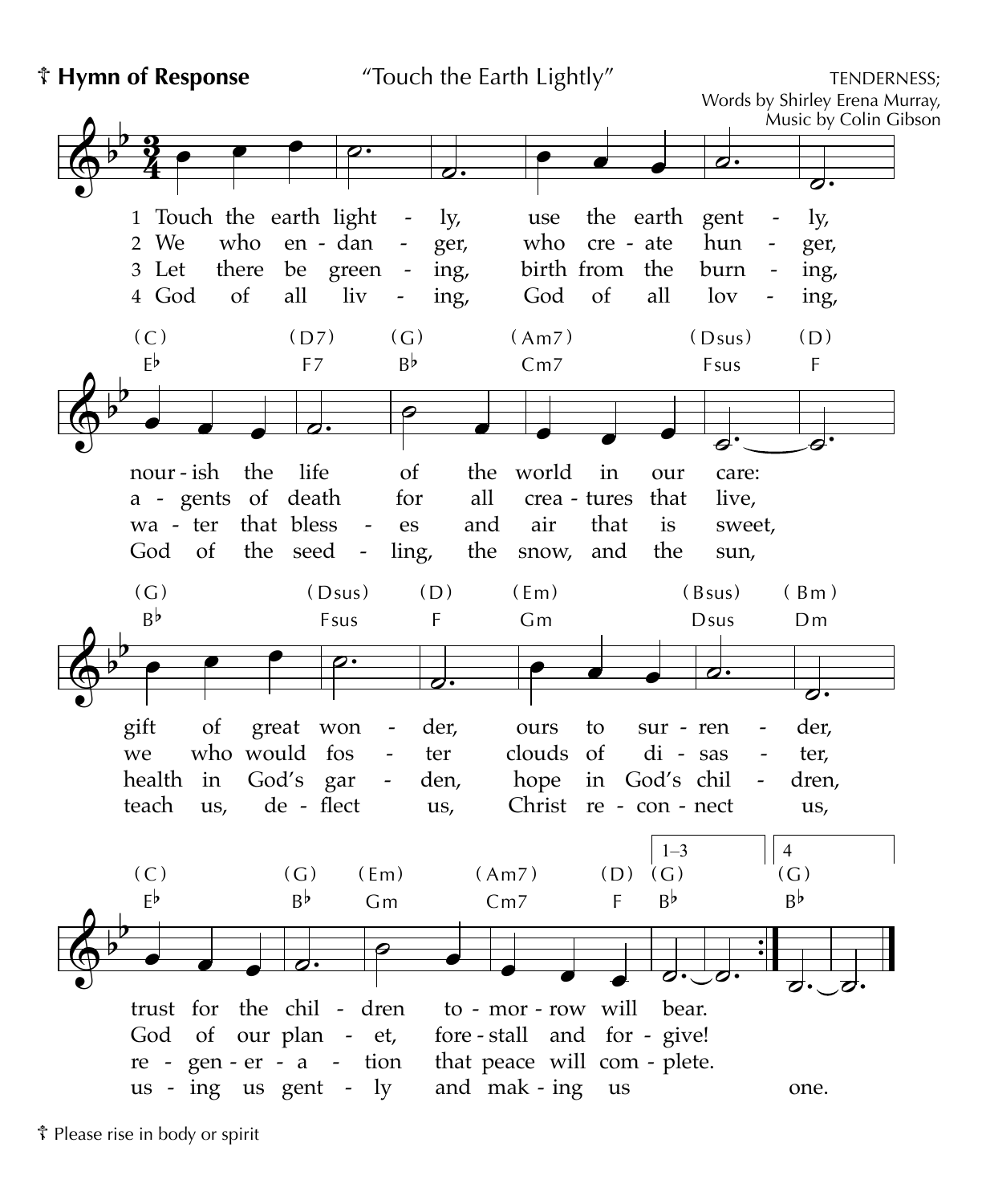## ☦ Hymn of Response

"Touch the Earth Lightly"

TENDERNESS;
Words by Shirley Erena Murray,
Music by Colin Gibson

1 Touch the earth lightly, use the earth gently,
nourish the life of the world in our care:
gift of great wonder, ours to surrender,
trust for the children tomorrow will bear.

2 We who endanger, who create hunger,
agents of death for all creatures that live,
we who would foster clouds of disaster,
God of our planet, forestall and forgive!

3 Let there be greening, birth from the burning,
water that blesses and air that is sweet,
health in God's garden, hope in God's children,
regeneration that peace will complete.

4 God of all living, God of all loving,
God of the seedling, the snow, and the sun,
teach us, deflect us, Christ reconnect us,
using us gently and making us one.

☦ Please rise in body or spirit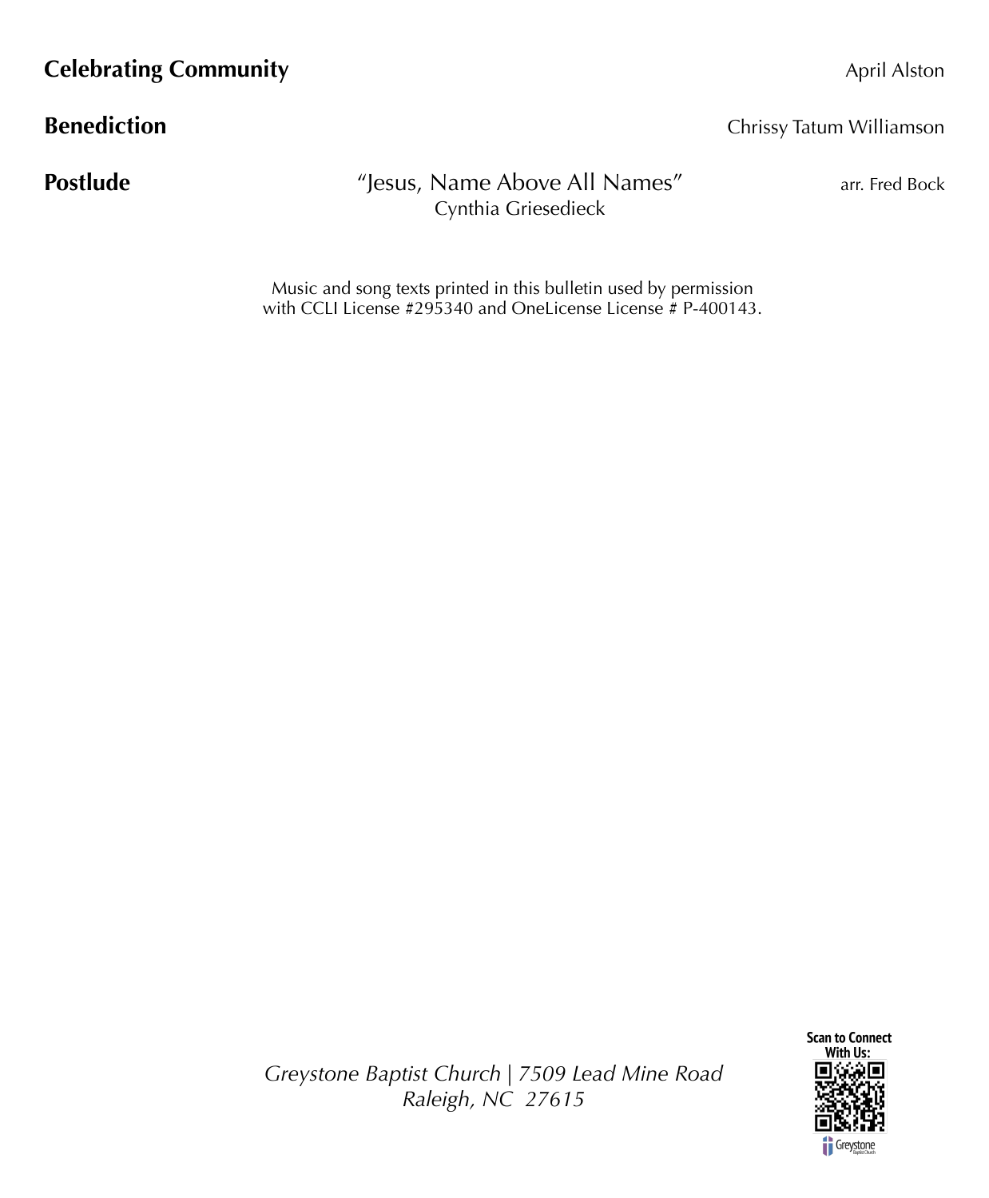**Celebrating Community** April Alston

**Benediction** Chrissy Tatum Williamson

**Postlude** "Jesus, Name Above All Names" arr. Fred Bock
Cynthia Griesedieck

Music and song texts printed in this bulletin used by permission
with CCLI License #295340 and OneLicense License # P-400143.

*Greystone Baptist Church | 7509 Lead Mine Road*
*Raleigh, NC 27615*

**Scan to Connect With Us:**

Greystone Baptist Church